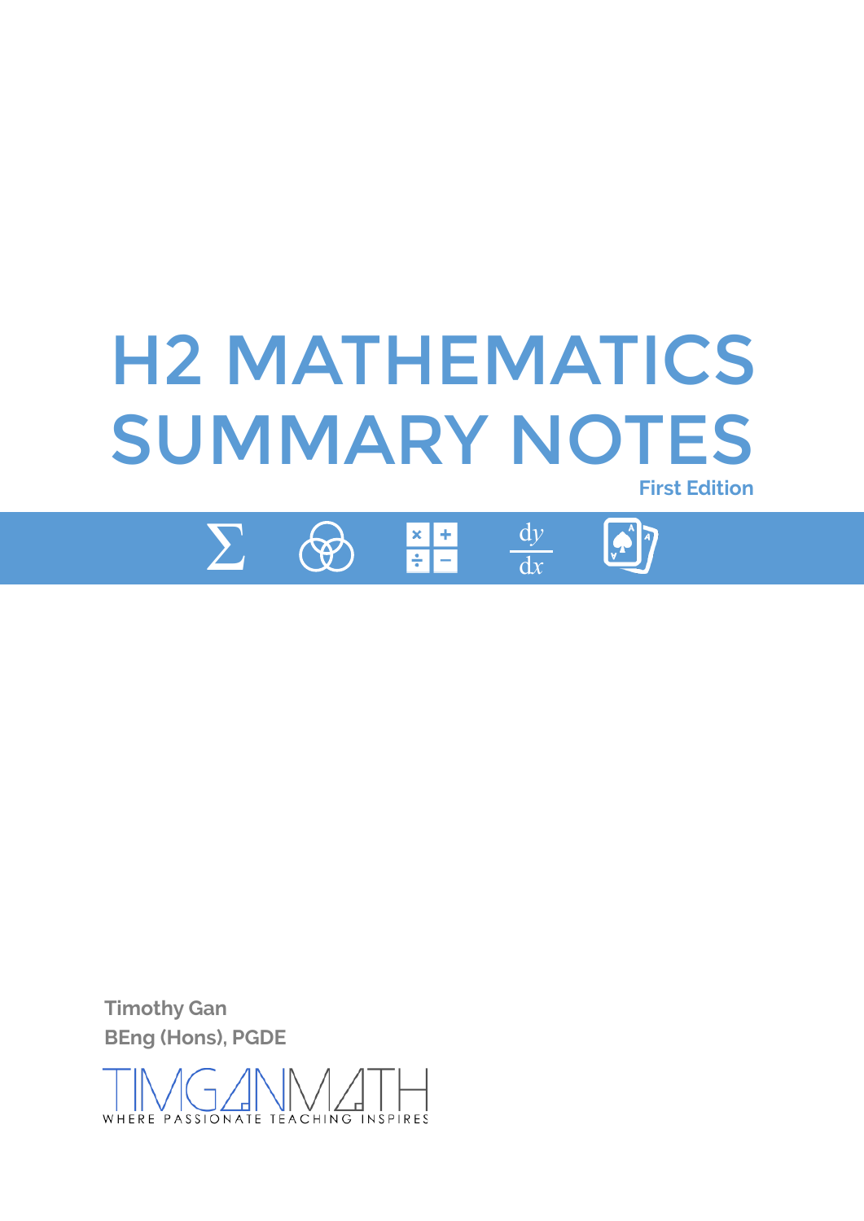# H2 MATHEMATICS SUMMARY NOTES

**First Edition**

**Timothy Gan**
**BEng (Hons), PGDE**

TIMGANMATH
WHERE PASSIONATE TEACHING INSPIRES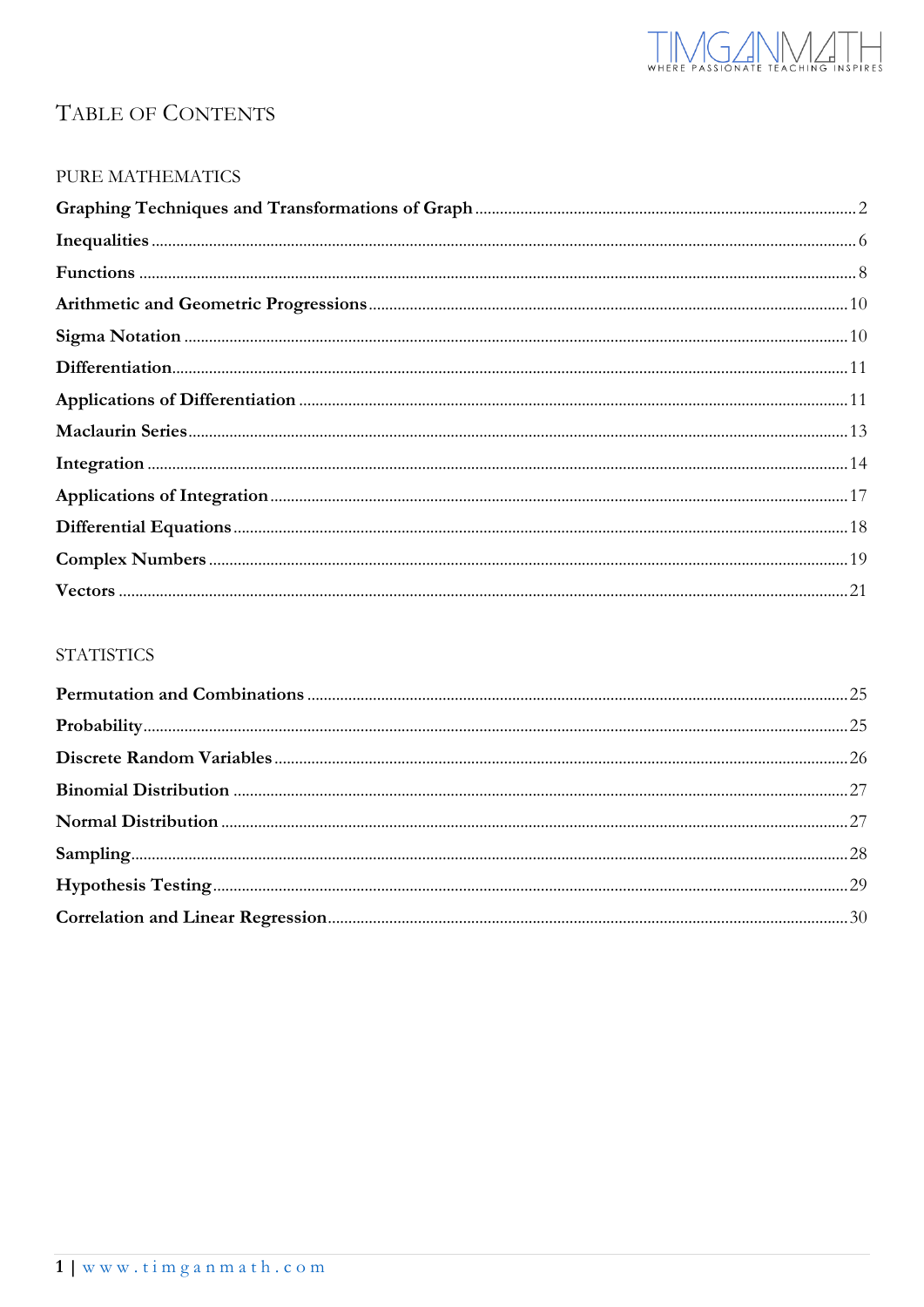# Table of Contents

## PURE MATHEMATICS

**Graphing Techniques and Transformations of Graph** .......... 2

**Inequalities** .......... 6

**Functions** .......... 8

**Arithmetic and Geometric Progressions** .......... 10

**Sigma Notation** .......... 10

**Differentiation** .......... 11

**Applications of Differentiation** .......... 11

**Maclaurin Series** .......... 13

**Integration** .......... 14

**Applications of Integration** .......... 17

**Differential Equations** .......... 18

**Complex Numbers** .......... 19

**Vectors** .......... 21

## STATISTICS

**Permutation and Combinations** .......... 25

**Probability** .......... 25

**Discrete Random Variables** .......... 26

**Binomial Distribution** .......... 27

**Normal Distribution** .......... 27

**Sampling** .......... 28

**Hypothesis Testing** .......... 29

**Correlation and Linear Regression** .......... 30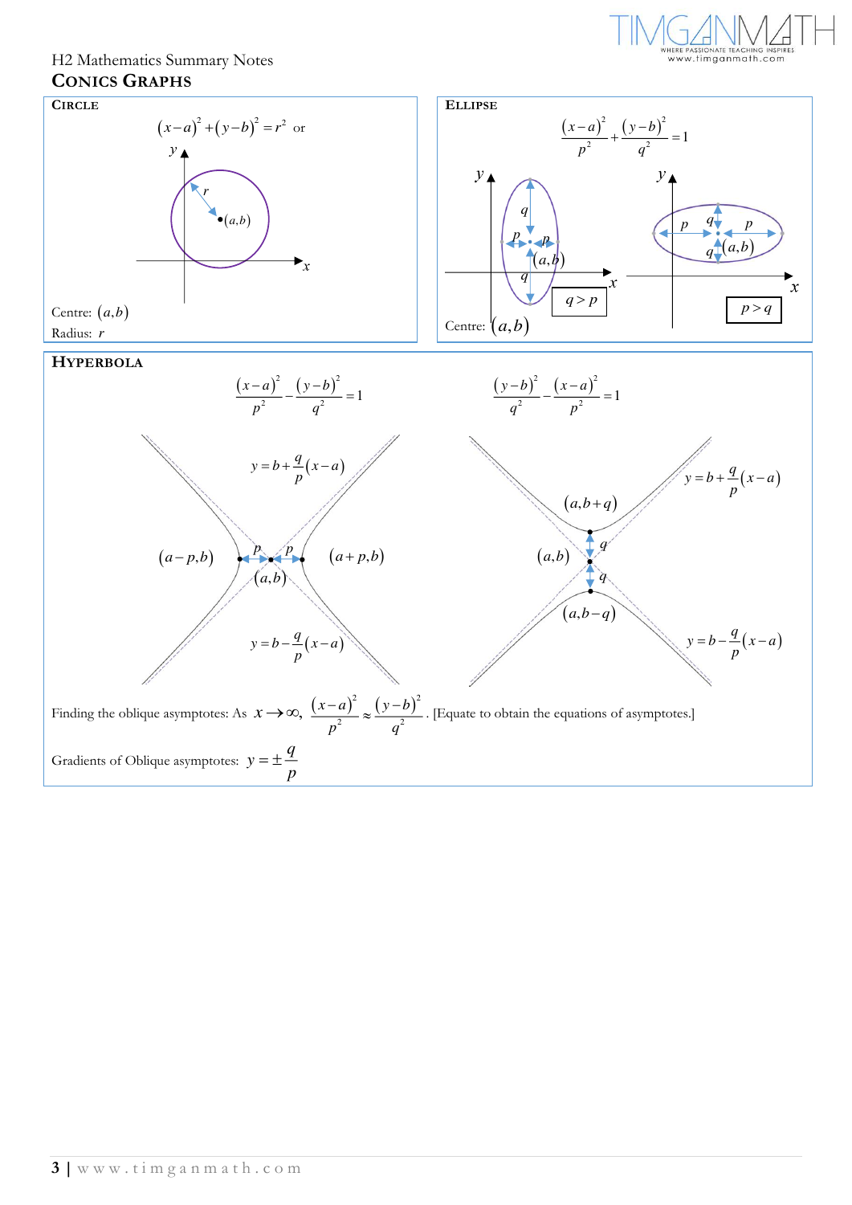## CONICS GRAPHS

### CIRCLE

$$(x-a)^2+(y-b)^2=r^2 \text{ or}$$

Centre: $(a,b)$

Radius: $r$

### ELLIPSE

$$\frac{(x-a)^2}{p^2}+\frac{(y-b)^2}{q^2}=1$$

$q>p$

$p>q$

Centre: $(a,b)$

### HYPERBOLA

$$\frac{(x-a)^2}{p^2}-\frac{(y-b)^2}{q^2}=1$$

$y=b+\frac{q}{p}(x-a)$

$(a-p,b)$, $(a,b)$, $(a+p,b)$

$y=b-\frac{q}{p}(x-a)$

$$\frac{(y-b)^2}{q^2}-\frac{(x-a)^2}{p^2}=1$$

$y=b+\frac{q}{p}(x-a)$

$(a,b+q)$, $(a,b)$, $(a,b-q)$

$y=b-\frac{q}{p}(x-a)$

Finding the oblique asymptotes: As $x\to\infty$, $\frac{(x-a)^2}{p^2}\approx\frac{(y-b)^2}{q^2}$. [Equate to obtain the equations of asymptotes.]

Gradients of Oblique asymptotes: $y=\pm\frac{q}{p}$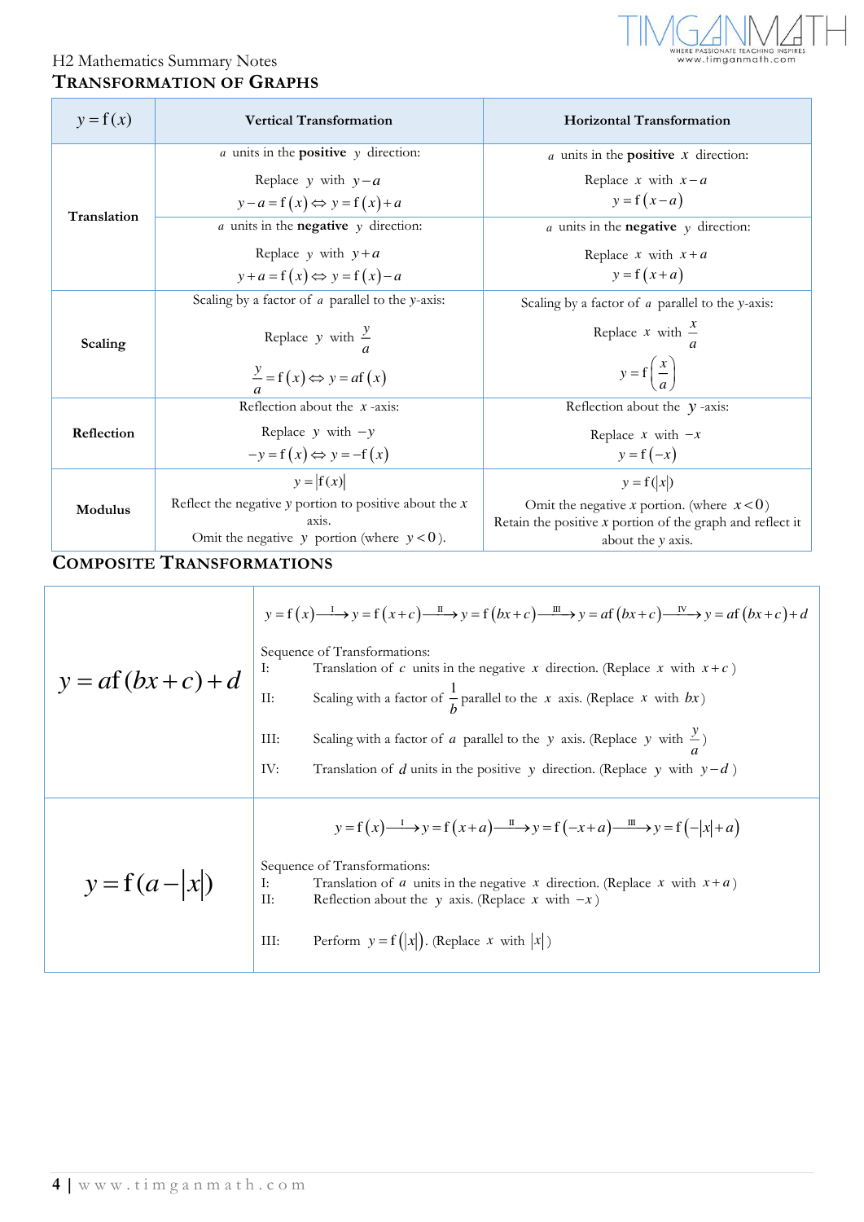H2 Mathematics Summary Notes

## Transformation of Graphs

| $y = f(x)$ | Vertical Transformation | Horizontal Transformation |
|---|---|---|
| **Translation** | $a$ units in the **positive** $y$ direction:<br>Replace $y$ with $y-a$<br>$y-a = f(x) \Leftrightarrow y = f(x)+a$ | $a$ units in the **positive** $x$ direction:<br>Replace $x$ with $x-a$<br>$y = f(x-a)$ |
| | $a$ units in the **negative** $y$ direction:<br>Replace $y$ with $y+a$<br>$y+a = f(x) \Leftrightarrow y = f(x)-a$ | $a$ units in the **negative** $y$ direction:<br>Replace $x$ with $x+a$<br>$y = f(x+a)$ |
| **Scaling** | Scaling by a factor of $a$ parallel to the $y$-axis:<br>Replace $y$ with $\frac{y}{a}$<br>$\frac{y}{a} = f(x) \Leftrightarrow y = af(x)$ | Scaling by a factor of $a$ parallel to the $y$-axis:<br>Replace $x$ with $\frac{x}{a}$<br>$y = f\left(\frac{x}{a}\right)$ |
| **Reflection** | Reflection about the $x$-axis:<br>Replace $y$ with $-y$<br>$-y = f(x) \Leftrightarrow y = -f(x)$ | Reflection about the $y$-axis:<br>Replace $x$ with $-x$<br>$y = f(-x)$ |
| **Modulus** | $y = \lvert f(x) \rvert$<br>Reflect the negative $y$ portion to positive about the $x$ axis.<br>Omit the negative $y$ portion (where $y<0$). | $y = f(\lvert x \rvert)$<br>Omit the negative $x$ portion. (where $x<0$)<br>Retain the positive $x$ portion of the graph and reflect it about the $y$ axis. |

## Composite Transformations

| | |
|---|---|
| $y = af(bx+c)+d$ | $y=f(x) \xrightarrow{\text{I}} y=f(x+c) \xrightarrow{\text{II}} y=f(bx+c) \xrightarrow{\text{III}} y=af(bx+c) \xrightarrow{\text{IV}} y=af(bx+c)+d$<br><br>Sequence of Transformations:<br>I: Translation of $c$ units in the negative $x$ direction. (Replace $x$ with $x+c$)<br>II: Scaling with a factor of $\frac{1}{b}$ parallel to the $x$ axis. (Replace $x$ with $bx$)<br>III: Scaling with a factor of $a$ parallel to the $y$ axis. (Replace $y$ with $\frac{y}{a}$)<br>IV: Translation of $d$ units in the positive $y$ direction. (Replace $y$ with $y-d$) |
| $y = f(a-\lvert x \rvert)$ | $y=f(x) \xrightarrow{\text{I}} y=f(x+a) \xrightarrow{\text{II}} y=f(-x+a) \xrightarrow{\text{III}} y=f(-\lvert x \rvert+a)$<br><br>Sequence of Transformations:<br>I: Translation of $a$ units in the negative $x$ direction. (Replace $x$ with $x+a$)<br>II: Reflection about the $y$ axis. (Replace $x$ with $-x$)<br>III: Perform $y = f(\lvert x \rvert)$. (Replace $x$ with $\lvert x \rvert$) |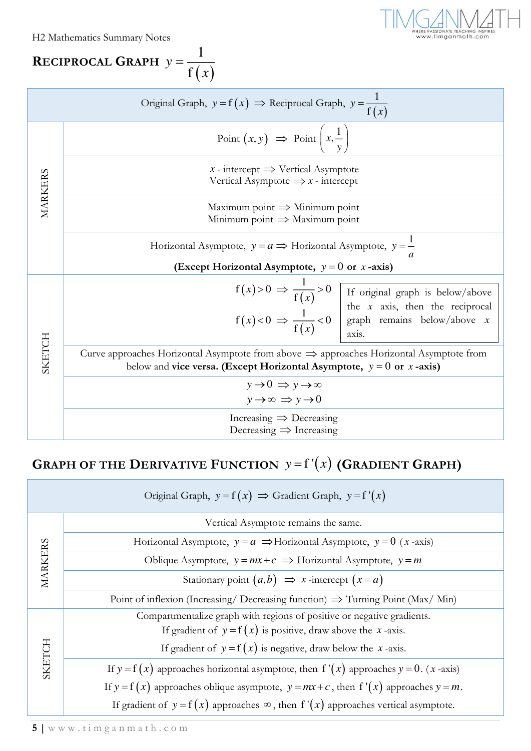## RECIPROCAL GRAPH $y = \frac{1}{f(x)}$

| | Original Graph, $y = f(x) \Rightarrow$ Reciprocal Graph, $y = \frac{1}{f(x)}$ |
|---|---|
| MARKERS | Point $(x, y) \Rightarrow$ Point $\left(x, \frac{1}{y}\right)$ |
| | $x$ - intercept $\Rightarrow$ Vertical Asymptote<br>Vertical Asymptote $\Rightarrow x$ - intercept |
| | Maximum point $\Rightarrow$ Minimum point<br>Minimum point $\Rightarrow$ Maximum point |
| | Horizontal Asymptote, $y = a \Rightarrow$ Horizontal Asymptote, $y = \frac{1}{a}$<br>**(Except Horizontal Asymptote, $y = 0$ or $x$-axis)** |
| SKETCH | $f(x) > 0 \Rightarrow \frac{1}{f(x)} > 0$<br>$f(x) < 0 \Rightarrow \frac{1}{f(x)} < 0$<br>If original graph is below/above the $x$ axis, then the reciprocal graph remains below/above $x$ axis. |
| | Curve approaches Horizontal Asymptote from above $\Rightarrow$ approaches Horizontal Asymptote from below and **vice versa. (Except Horizontal Asymptote, $y = 0$ or $x$-axis)** |
| | $y \to 0 \Rightarrow y \to \infty$<br>$y \to \infty \Rightarrow y \to 0$ |
| | Increasing $\Rightarrow$ Decreasing<br>Decreasing $\Rightarrow$ Increasing |

## GRAPH OF THE DERIVATIVE FUNCTION $y = f'(x)$ (GRADIENT GRAPH)

| | Original Graph, $y = f(x) \Rightarrow$ Gradient Graph, $y = f'(x)$ |
|---|---|
| MARKERS | Vertical Asymptote remains the same. |
| | Horizontal Asymptote, $y = a \Rightarrow$ Horizontal Asymptote, $y = 0$ ($x$-axis) |
| | Oblique Asymptote, $y = mx + c \Rightarrow$ Horizontal Asymptote, $y = m$ |
| | Stationary point $(a, b) \Rightarrow x$-intercept $(x = a)$ |
| | Point of inflexion (Increasing/ Decreasing function) $\Rightarrow$ Turning Point (Max/ Min) |
| SKETCH | Compartmentalize graph with regions of positive or negative gradients.<br>If gradient of $y = f(x)$ is positive, draw above the $x$-axis.<br>If gradient of $y = f(x)$ is negative, draw below the $x$-axis. |
| | If $y = f(x)$ approaches horizontal asymptote, then $f'(x)$ approaches $y = 0$. ($x$-axis)<br>If $y = f(x)$ approaches oblique asymptote, $y = mx + c$, then $f'(x)$ approaches $y = m$.<br>If gradient of $y = f(x)$ approaches $\infty$, then $f'(x)$ approaches vertical asymptote. |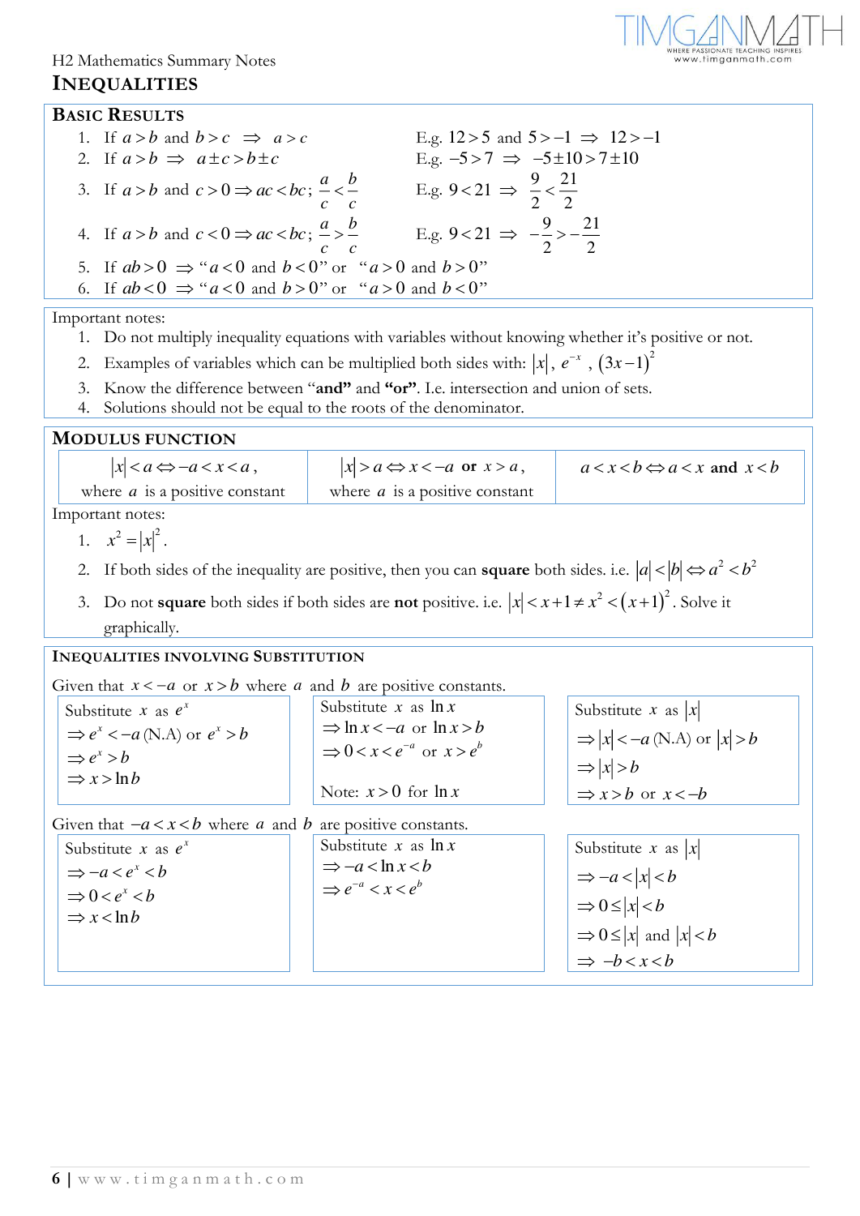# INEQUALITIES

## BASIC RESULTS

1. If $a > b$ and $b > c \Rightarrow a > c$ — E.g. $12 > 5$ and $5 > -1 \Rightarrow 12 > -1$
2. If $a > b \Rightarrow a \pm c > b \pm c$ — E.g. $-5 > 7 \Rightarrow -5 \pm 10 > 7 \pm 10$
3. If $a > b$ and $c > 0 \Rightarrow ac < bc$; $\frac{a}{c} < \frac{b}{c}$ — E.g. $9 < 21 \Rightarrow \frac{9}{2} < \frac{21}{2}$
4. If $a > b$ and $c < 0 \Rightarrow ac < bc$; $\frac{a}{c} > \frac{b}{c}$ — E.g. $9 < 21 \Rightarrow -\frac{9}{2} > -\frac{21}{2}$
5. If $ab > 0 \Rightarrow$ "$a < 0$ and $b < 0$" or "$a > 0$ and $b > 0$"
6. If $ab < 0 \Rightarrow$ "$a < 0$ and $b > 0$" or "$a > 0$ and $b < 0$"

Important notes:

1. Do not multiply inequality equations with variables without knowing whether it's positive or not.
2. Examples of variables which can be multiplied both sides with: $|x|$, $e^{-x}$, $(3x-1)^2$
3. Know the difference between "**and**" and "**or**". I.e. intersection and union of sets.
4. Solutions should not be equal to the roots of the denominator.

## MODULUS FUNCTION

| $|x| < a \Leftrightarrow -a < x < a$, where $a$ is a positive constant | $|x| > a \Leftrightarrow x < -a$ **or** $x > a$, where $a$ is a positive constant | $a < x < b \Leftrightarrow a < x$ **and** $x < b$ |
|---|---|---|

Important notes:

1. $x^2 = |x|^2$.
2. If both sides of the inequality are positive, then you can **square** both sides. i.e. $|a| < |b| \Leftrightarrow a^2 < b^2$
3. Do not **square** both sides if both sides are **not** positive. i.e. $|x| < x+1 \neq x^2 < (x+1)^2$. Solve it graphically.

## INEQUALITIES INVOLVING SUBSTITUTION

Given that $x < -a$ or $x > b$ where $a$ and $b$ are positive constants.

| Substitute $x$ as $e^x$ | Substitute $x$ as $\ln x$ | Substitute $x$ as $|x|$ |
|---|---|---|
| $\Rightarrow e^x < -a$ (N.A) or $e^x > b$<br>$\Rightarrow e^x > b$<br>$\Rightarrow x > \ln b$ | $\Rightarrow \ln x < -a$ or $\ln x > b$<br>$\Rightarrow 0 < x < e^{-a}$ or $x > e^b$<br><br>Note: $x > 0$ for $\ln x$ | $\Rightarrow |x| < -a$ (N.A) or $|x| > b$<br>$\Rightarrow |x| > b$<br>$\Rightarrow x > b$ or $x < -b$ |

Given that $-a < x < b$ where $a$ and $b$ are positive constants.

| Substitute $x$ as $e^x$ | Substitute $x$ as $\ln x$ | Substitute $x$ as $|x|$ |
|---|---|---|
| $\Rightarrow -a < e^x < b$<br>$\Rightarrow 0 < e^x < b$<br>$\Rightarrow x < \ln b$ | $\Rightarrow -a < \ln x < b$<br>$\Rightarrow e^{-a} < x < e^b$ | $\Rightarrow -a < |x| < b$<br>$\Rightarrow 0 \leq |x| < b$<br>$\Rightarrow 0 \leq |x|$ and $|x| < b$<br>$\Rightarrow -b < x < b$ |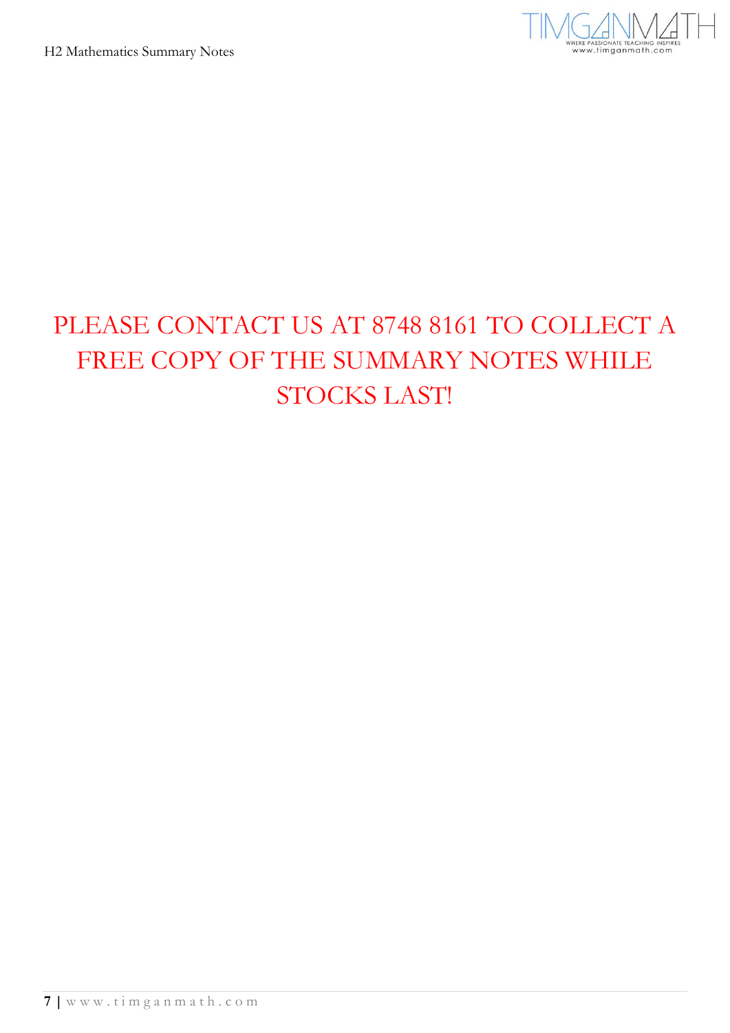PLEASE CONTACT US AT 8748 8161 TO COLLECT A FREE COPY OF THE SUMMARY NOTES WHILE STOCKS LAST!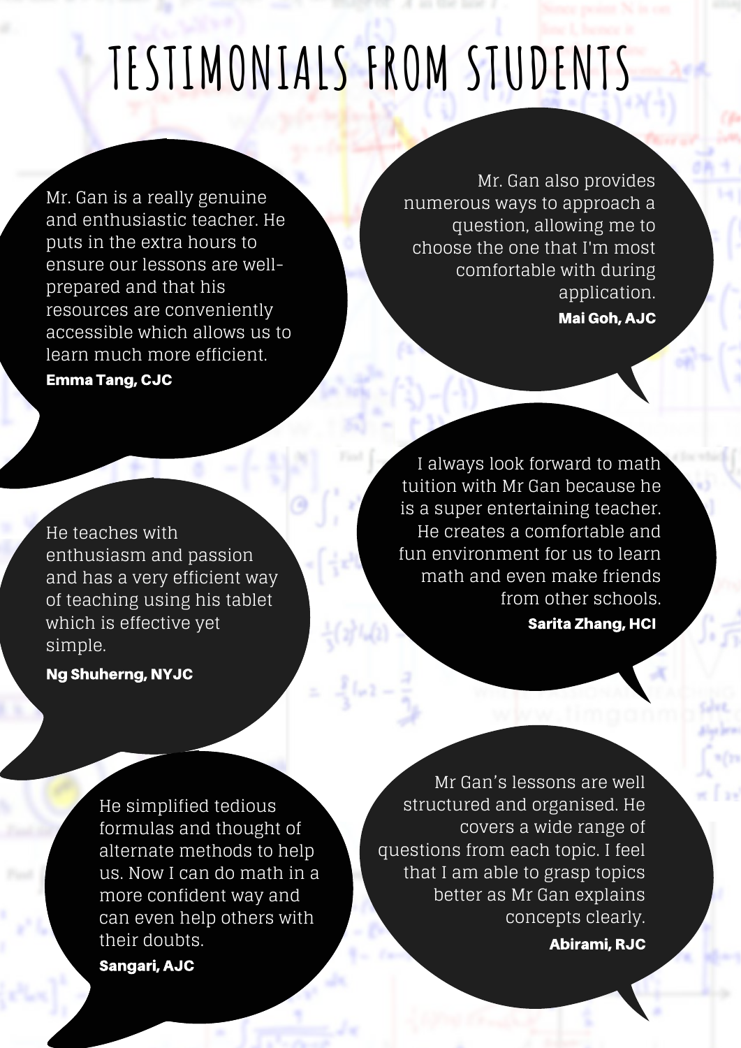# TESTIMONIALS FROM STUDENTS

Mr. Gan is a really genuine and enthusiastic teacher. He puts in the extra hours to ensure our lessons are well-prepared and that his resources are conveniently accessible which allows us to learn much more efficient.

**Emma Tang, CJC**

Mr. Gan also provides numerous ways to approach a question, allowing me to choose the one that I'm most comfortable with during application.

**Mai Goh, AJC**

I always look forward to math tuition with Mr Gan because he is a super entertaining teacher. He creates a comfortable and fun environment for us to learn math and even make friends from other schools.

**Sarita Zhang, HCI**

He teaches with enthusiasm and passion and has a very efficient way of teaching using his tablet which is effective yet simple.

**Ng Shuherng, NYJC**

He simplified tedious formulas and thought of alternate methods to help us. Now I can do math in a more confident way and can even help others with their doubts.

**Sangari, AJC**

Mr Gan's lessons are well structured and organised. He covers a wide range of questions from each topic. I feel that I am able to grasp topics better as Mr Gan explains concepts clearly.

**Abirami, RJC**